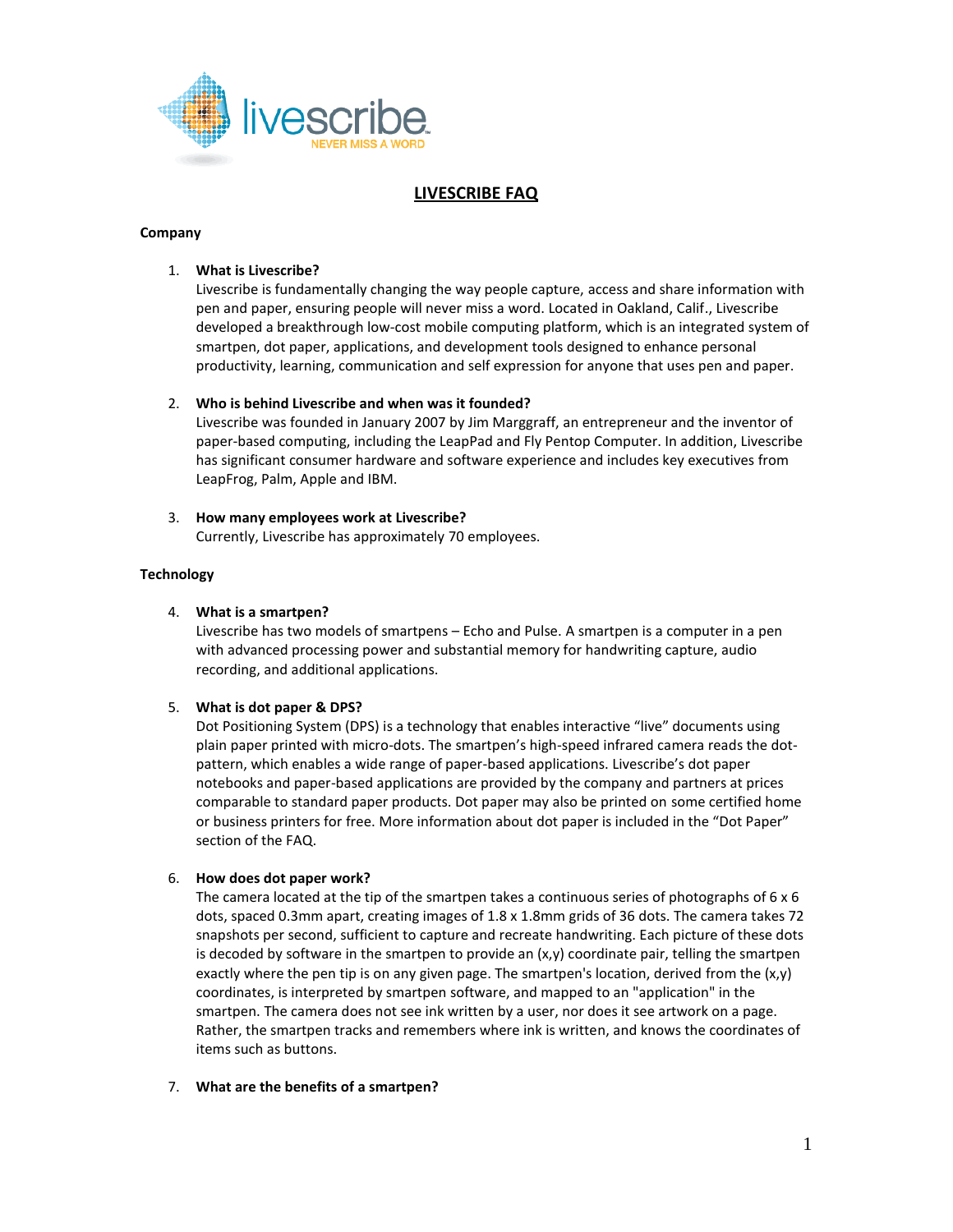livescribe
NEVER MISS A WORD

# LIVESCRIBE FAQ

## Company

1. **What is Livescribe?**
   Livescribe is fundamentally changing the way people capture, access and share information with pen and paper, ensuring people will never miss a word. Located in Oakland, Calif., Livescribe developed a breakthrough low-cost mobile computing platform, which is an integrated system of smartpen, dot paper, applications, and development tools designed to enhance personal productivity, learning, communication and self expression for anyone that uses pen and paper.

2. **Who is behind Livescribe and when was it founded?**
   Livescribe was founded in January 2007 by Jim Marggraff, an entrepreneur and the inventor of paper-based computing, including the LeapPad and Fly Pentop Computer. In addition, Livescribe has significant consumer hardware and software experience and includes key executives from LeapFrog, Palm, Apple and IBM.

3. **How many employees work at Livescribe?**
   Currently, Livescribe has approximately 70 employees.

## Technology

4. **What is a smartpen?**
   Livescribe has two models of smartpens – Echo and Pulse. A smartpen is a computer in a pen with advanced processing power and substantial memory for handwriting capture, audio recording, and additional applications.

5. **What is dot paper & DPS?**
   Dot Positioning System (DPS) is a technology that enables interactive "live" documents using plain paper printed with micro-dots. The smartpen's high-speed infrared camera reads the dot-pattern, which enables a wide range of paper-based applications. Livescribe's dot paper notebooks and paper-based applications are provided by the company and partners at prices comparable to standard paper products. Dot paper may also be printed on some certified home or business printers for free. More information about dot paper is included in the "Dot Paper" section of the FAQ.

6. **How does dot paper work?**
   The camera located at the tip of the smartpen takes a continuous series of photographs of 6 x 6 dots, spaced 0.3mm apart, creating images of 1.8 x 1.8mm grids of 36 dots. The camera takes 72 snapshots per second, sufficient to capture and recreate handwriting. Each picture of these dots is decoded by software in the smartpen to provide an (x,y) coordinate pair, telling the smartpen exactly where the pen tip is on any given page. The smartpen's location, derived from the (x,y) coordinates, is interpreted by smartpen software, and mapped to an "application" in the smartpen. The camera does not see ink written by a user, nor does it see artwork on a page. Rather, the smartpen tracks and remembers where ink is written, and knows the coordinates of items such as buttons.

7. **What are the benefits of a smartpen?**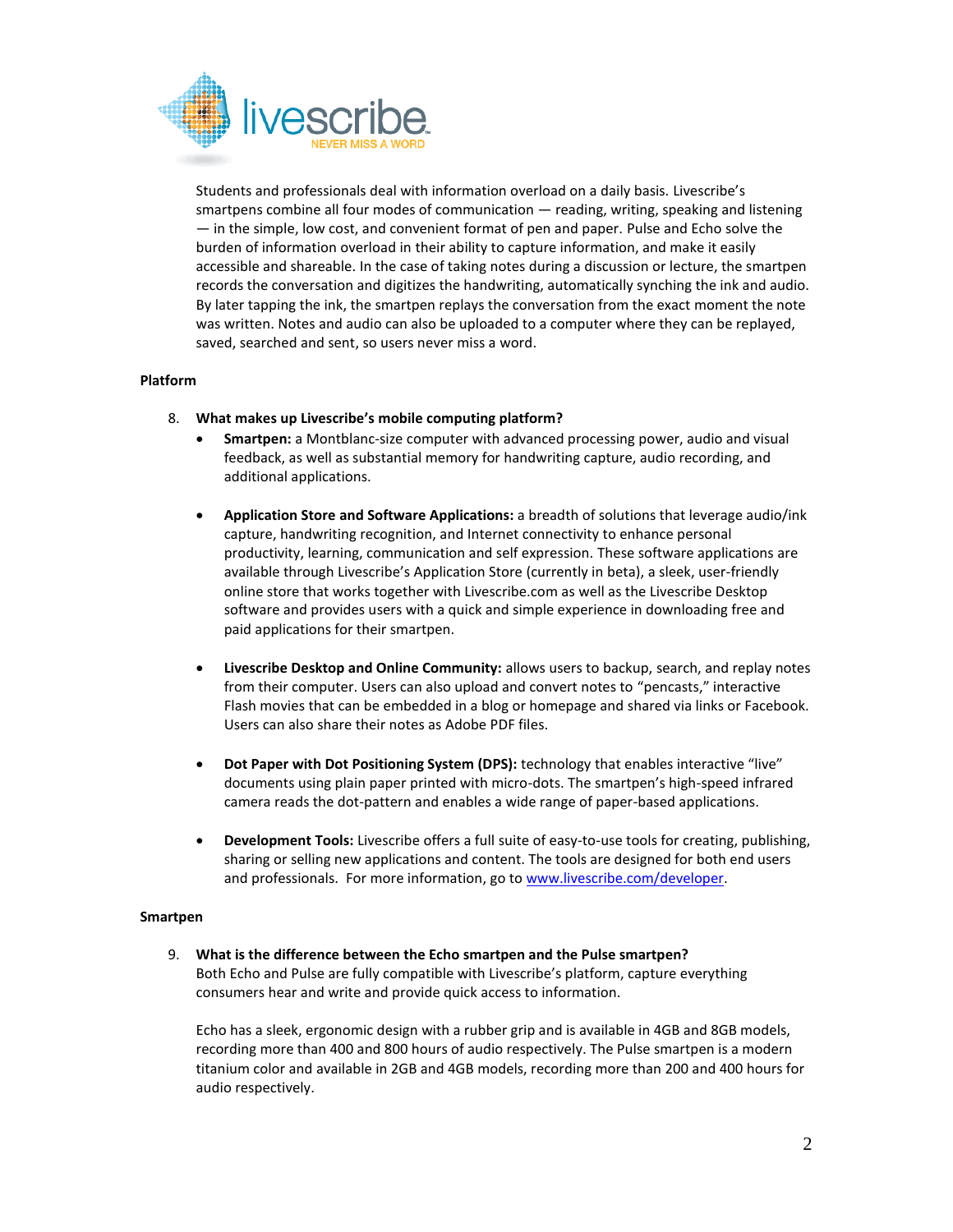Students and professionals deal with information overload on a daily basis. Livescribe's smartpens combine all four modes of communication — reading, writing, speaking and listening — in the simple, low cost, and convenient format of pen and paper. Pulse and Echo solve the burden of information overload in their ability to capture information, and make it easily accessible and shareable. In the case of taking notes during a discussion or lecture, the smartpen records the conversation and digitizes the handwriting, automatically synching the ink and audio. By later tapping the ink, the smartpen replays the conversation from the exact moment the note was written. Notes and audio can also be uploaded to a computer where they can be replayed, saved, searched and sent, so users never miss a word.

**Platform**

8. **What makes up Livescribe's mobile computing platform?**
   - **Smartpen:** a Montblanc-size computer with advanced processing power, audio and visual feedback, as well as substantial memory for handwriting capture, audio recording, and additional applications.

   - **Application Store and Software Applications:** a breadth of solutions that leverage audio/ink capture, handwriting recognition, and Internet connectivity to enhance personal productivity, learning, communication and self expression. These software applications are available through Livescribe's Application Store (currently in beta), a sleek, user-friendly online store that works together with Livescribe.com as well as the Livescribe Desktop software and provides users with a quick and simple experience in downloading free and paid applications for their smartpen.

   - **Livescribe Desktop and Online Community:** allows users to backup, search, and replay notes from their computer. Users can also upload and convert notes to "pencasts," interactive Flash movies that can be embedded in a blog or homepage and shared via links or Facebook. Users can also share their notes as Adobe PDF files.

   - **Dot Paper with Dot Positioning System (DPS):** technology that enables interactive "live" documents using plain paper printed with micro-dots. The smartpen's high-speed infrared camera reads the dot-pattern and enables a wide range of paper-based applications.

   - **Development Tools:** Livescribe offers a full suite of easy-to-use tools for creating, publishing, sharing or selling new applications and content. The tools are designed for both end users and professionals. For more information, go to www.livescribe.com/developer.

**Smartpen**

9. **What is the difference between the Echo smartpen and the Pulse smartpen?**
   Both Echo and Pulse are fully compatible with Livescribe's platform, capture everything consumers hear and write and provide quick access to information.

   Echo has a sleek, ergonomic design with a rubber grip and is available in 4GB and 8GB models, recording more than 400 and 800 hours of audio respectively. The Pulse smartpen is a modern titanium color and available in 2GB and 4GB models, recording more than 200 and 400 hours for audio respectively.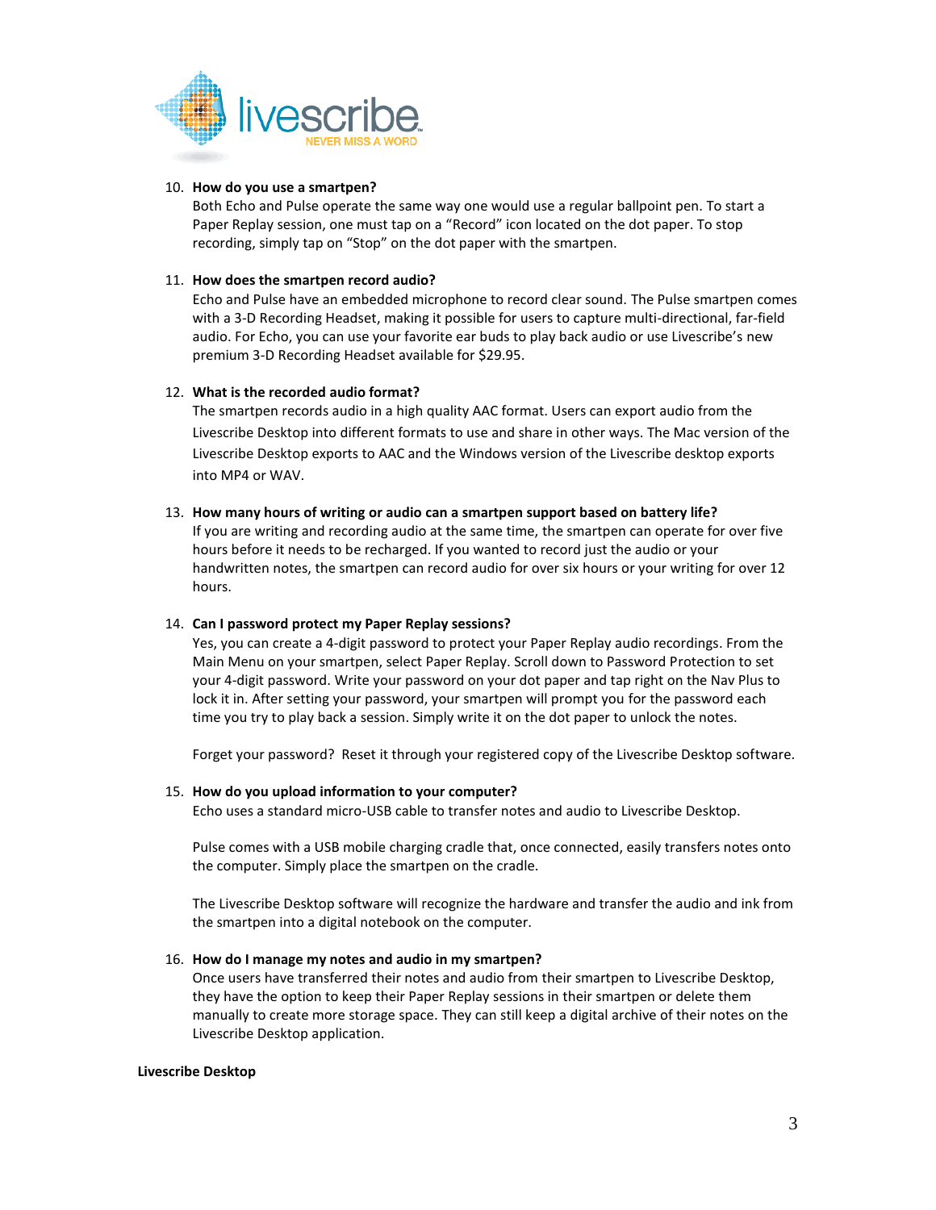10. **How do you use a smartpen?**
    Both Echo and Pulse operate the same way one would use a regular ballpoint pen. To start a Paper Replay session, one must tap on a "Record" icon located on the dot paper. To stop recording, simply tap on "Stop" on the dot paper with the smartpen.

11. **How does the smartpen record audio?**
    Echo and Pulse have an embedded microphone to record clear sound. The Pulse smartpen comes with a 3-D Recording Headset, making it possible for users to capture multi-directional, far-field audio. For Echo, you can use your favorite ear buds to play back audio or use Livescribe's new premium 3-D Recording Headset available for $29.95.

12. **What is the recorded audio format?**
    The smartpen records audio in a high quality AAC format. Users can export audio from the Livescribe Desktop into different formats to use and share in other ways. The Mac version of the Livescribe Desktop exports to AAC and the Windows version of the Livescribe desktop exports into MP4 or WAV.

13. **How many hours of writing or audio can a smartpen support based on battery life?**
    If you are writing and recording audio at the same time, the smartpen can operate for over five hours before it needs to be recharged. If you wanted to record just the audio or your handwritten notes, the smartpen can record audio for over six hours or your writing for over 12 hours.

14. **Can I password protect my Paper Replay sessions?**
    Yes, you can create a 4-digit password to protect your Paper Replay audio recordings. From the Main Menu on your smartpen, select Paper Replay. Scroll down to Password Protection to set your 4-digit password. Write your password on your dot paper and tap right on the Nav Plus to lock it in. After setting your password, your smartpen will prompt you for the password each time you try to play back a session. Simply write it on the dot paper to unlock the notes.

    Forget your password? Reset it through your registered copy of the Livescribe Desktop software.

15. **How do you upload information to your computer?**
    Echo uses a standard micro-USB cable to transfer notes and audio to Livescribe Desktop.

    Pulse comes with a USB mobile charging cradle that, once connected, easily transfers notes onto the computer. Simply place the smartpen on the cradle.

    The Livescribe Desktop software will recognize the hardware and transfer the audio and ink from the smartpen into a digital notebook on the computer.

16. **How do I manage my notes and audio in my smartpen?**
    Once users have transferred their notes and audio from their smartpen to Livescribe Desktop, they have the option to keep their Paper Replay sessions in their smartpen or delete them manually to create more storage space. They can still keep a digital archive of their notes on the Livescribe Desktop application.

**Livescribe Desktop**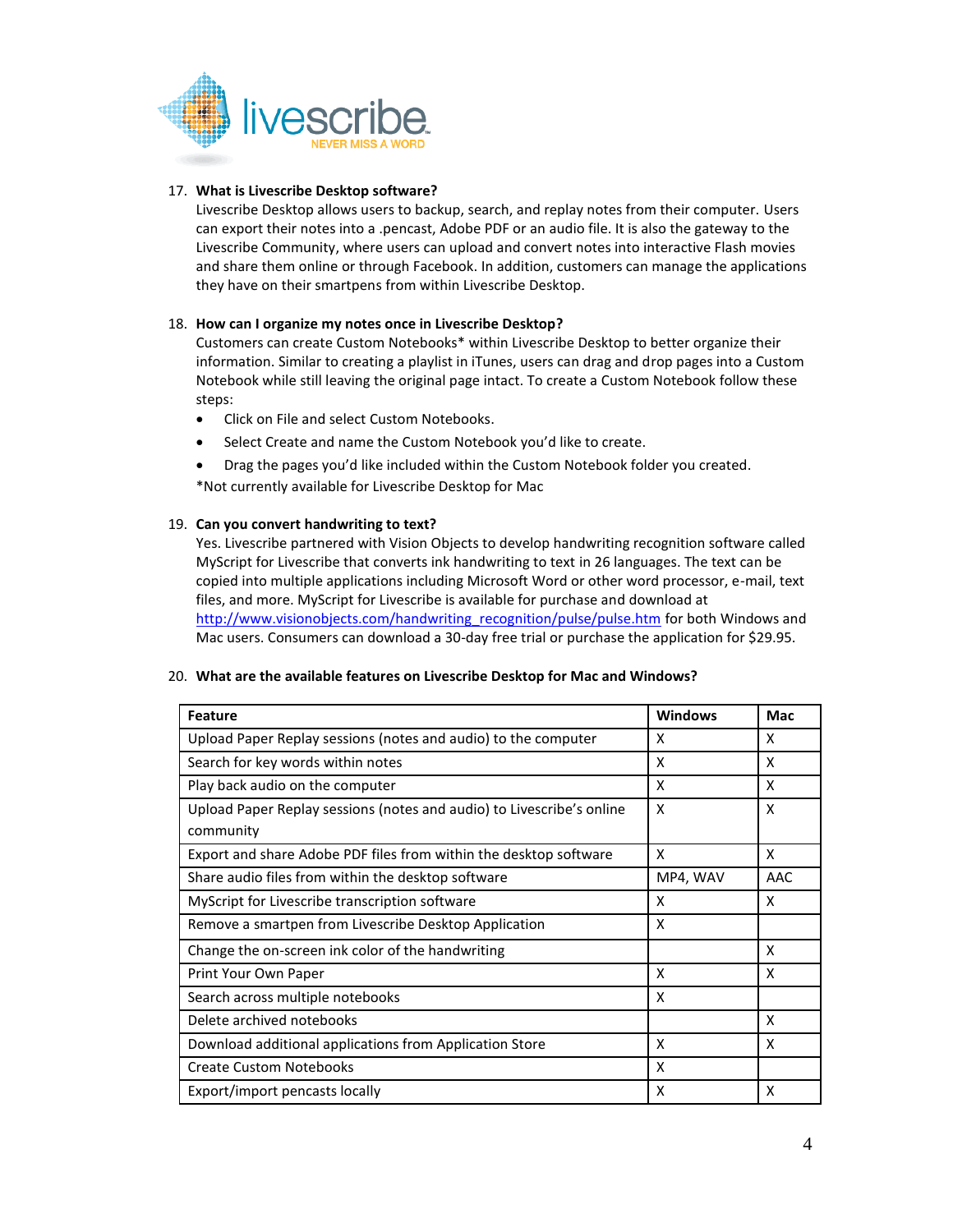17. **What is Livescribe Desktop software?**
    Livescribe Desktop allows users to backup, search, and replay notes from their computer. Users can export their notes into a .pencast, Adobe PDF or an audio file. It is also the gateway to the Livescribe Community, where users can upload and convert notes into interactive Flash movies and share them online or through Facebook. In addition, customers can manage the applications they have on their smartpens from within Livescribe Desktop.

18. **How can I organize my notes once in Livescribe Desktop?**
    Customers can create Custom Notebooks* within Livescribe Desktop to better organize their information. Similar to creating a playlist in iTunes, users can drag and drop pages into a Custom Notebook while still leaving the original page intact. To create a Custom Notebook follow these steps:
    - Click on File and select Custom Notebooks.
    - Select Create and name the Custom Notebook you'd like to create.
    - Drag the pages you'd like included within the Custom Notebook folder you created.

    *Not currently available for Livescribe Desktop for Mac

19. **Can you convert handwriting to text?**
    Yes. Livescribe partnered with Vision Objects to develop handwriting recognition software called MyScript for Livescribe that converts ink handwriting to text in 26 languages. The text can be copied into multiple applications including Microsoft Word or other word processor, e-mail, text files, and more. MyScript for Livescribe is available for purchase and download at http://www.visionobjects.com/handwriting_recognition/pulse/pulse.htm for both Windows and Mac users. Consumers can download a 30-day free trial or purchase the application for $29.95.

20. **What are the available features on Livescribe Desktop for Mac and Windows?**

| Feature | Windows | Mac |
|---|---|---|
| Upload Paper Replay sessions (notes and audio) to the computer | X | X |
| Search for key words within notes | X | X |
| Play back audio on the computer | X | X |
| Upload Paper Replay sessions (notes and audio) to Livescribe's online community | X | X |
| Export and share Adobe PDF files from within the desktop software | X | X |
| Share audio files from within the desktop software | MP4, WAV | AAC |
| MyScript for Livescribe transcription software | X | X |
| Remove a smartpen from Livescribe Desktop Application | X | |
| Change the on-screen ink color of the handwriting | | X |
| Print Your Own Paper | X | X |
| Search across multiple notebooks | X | |
| Delete archived notebooks | | X |
| Download additional applications from Application Store | X | X |
| Create Custom Notebooks | X | |
| Export/import pencasts locally | X | X |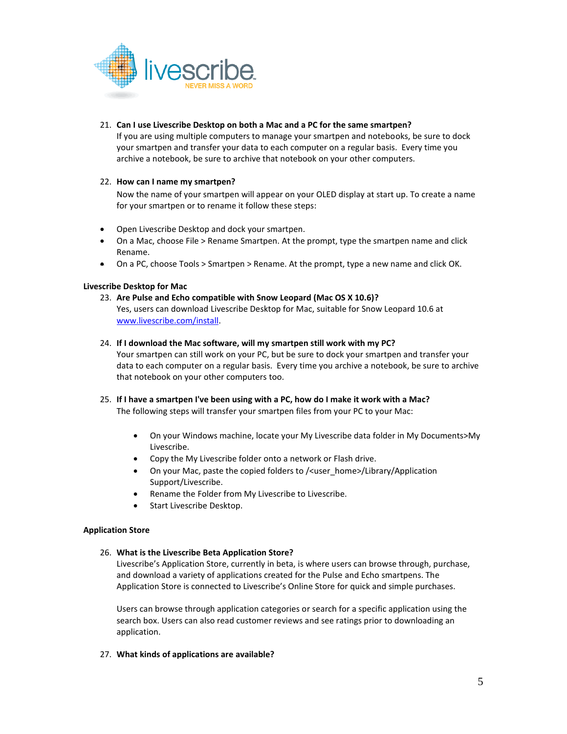21. **Can I use Livescribe Desktop on both a Mac and a PC for the same smartpen?**
    If you are using multiple computers to manage your smartpen and notebooks, be sure to dock your smartpen and transfer your data to each computer on a regular basis. Every time you archive a notebook, be sure to archive that notebook on your other computers.

22. **How can I name my smartpen?**
    Now the name of your smartpen will appear on your OLED display at start up. To create a name for your smartpen or to rename it follow these steps:

- Open Livescribe Desktop and dock your smartpen.
- On a Mac, choose File > Rename Smartpen. At the prompt, type the smartpen name and click Rename.
- On a PC, choose Tools > Smartpen > Rename. At the prompt, type a new name and click OK.

**Livescribe Desktop for Mac**

23. **Are Pulse and Echo compatible with Snow Leopard (Mac OS X 10.6)?**
    Yes, users can download Livescribe Desktop for Mac, suitable for Snow Leopard 10.6 at www.livescribe.com/install.

24. **If I download the Mac software, will my smartpen still work with my PC?**
    Your smartpen can still work on your PC, but be sure to dock your smartpen and transfer your data to each computer on a regular basis. Every time you archive a notebook, be sure to archive that notebook on your other computers too.

25. **If I have a smartpen I've been using with a PC, how do I make it work with a Mac?**
    The following steps will transfer your smartpen files from your PC to your Mac:

    - On your Windows machine, locate your My Livescribe data folder in My Documents>My Livescribe.
    - Copy the My Livescribe folder onto a network or Flash drive.
    - On your Mac, paste the copied folders to /<user_home>/Library/Application Support/Livescribe.
    - Rename the Folder from My Livescribe to Livescribe.
    - Start Livescribe Desktop.

**Application Store**

26. **What is the Livescribe Beta Application Store?**
    Livescribe's Application Store, currently in beta, is where users can browse through, purchase, and download a variety of applications created for the Pulse and Echo smartpens. The Application Store is connected to Livescribe's Online Store for quick and simple purchases.

    Users can browse through application categories or search for a specific application using the search box. Users can also read customer reviews and see ratings prior to downloading an application.

27. **What kinds of applications are available?**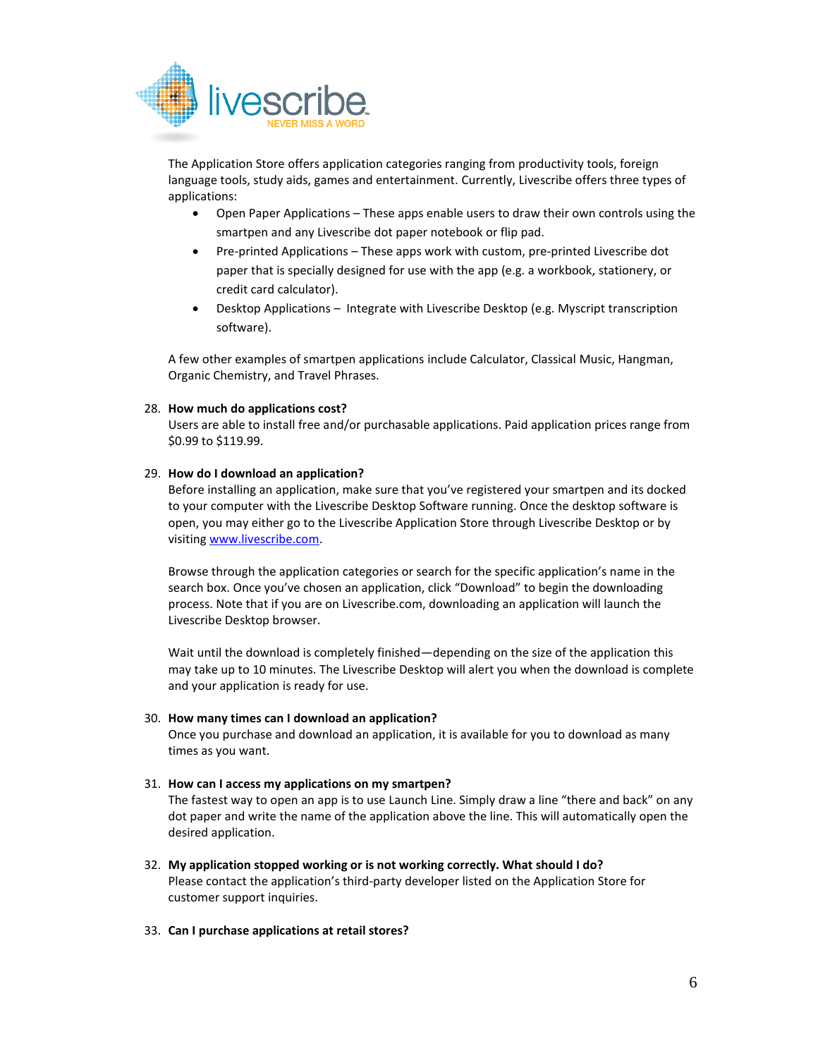The Application Store offers application categories ranging from productivity tools, foreign language tools, study aids, games and entertainment. Currently, Livescribe offers three types of applications:

- Open Paper Applications – These apps enable users to draw their own controls using the smartpen and any Livescribe dot paper notebook or flip pad.
- Pre-printed Applications – These apps work with custom, pre-printed Livescribe dot paper that is specially designed for use with the app (e.g. a workbook, stationery, or credit card calculator).
- Desktop Applications – Integrate with Livescribe Desktop (e.g. Myscript transcription software).

A few other examples of smartpen applications include Calculator, Classical Music, Hangman, Organic Chemistry, and Travel Phrases.

28. **How much do applications cost?**
    Users are able to install free and/or purchasable applications. Paid application prices range from $0.99 to $119.99.

29. **How do I download an application?**
    Before installing an application, make sure that you've registered your smartpen and its docked to your computer with the Livescribe Desktop Software running. Once the desktop software is open, you may either go to the Livescribe Application Store through Livescribe Desktop or by visiting [www.livescribe.com](http://www.livescribe.com).

    Browse through the application categories or search for the specific application's name in the search box. Once you've chosen an application, click "Download" to begin the downloading process. Note that if you are on Livescribe.com, downloading an application will launch the Livescribe Desktop browser.

    Wait until the download is completely finished—depending on the size of the application this may take up to 10 minutes. The Livescribe Desktop will alert you when the download is complete and your application is ready for use.

30. **How many times can I download an application?**
    Once you purchase and download an application, it is available for you to download as many times as you want.

31. **How can I access my applications on my smartpen?**
    The fastest way to open an app is to use Launch Line. Simply draw a line "there and back" on any dot paper and write the name of the application above the line. This will automatically open the desired application.

32. **My application stopped working or is not working correctly. What should I do?**
    Please contact the application's third-party developer listed on the Application Store for customer support inquiries.

33. **Can I purchase applications at retail stores?**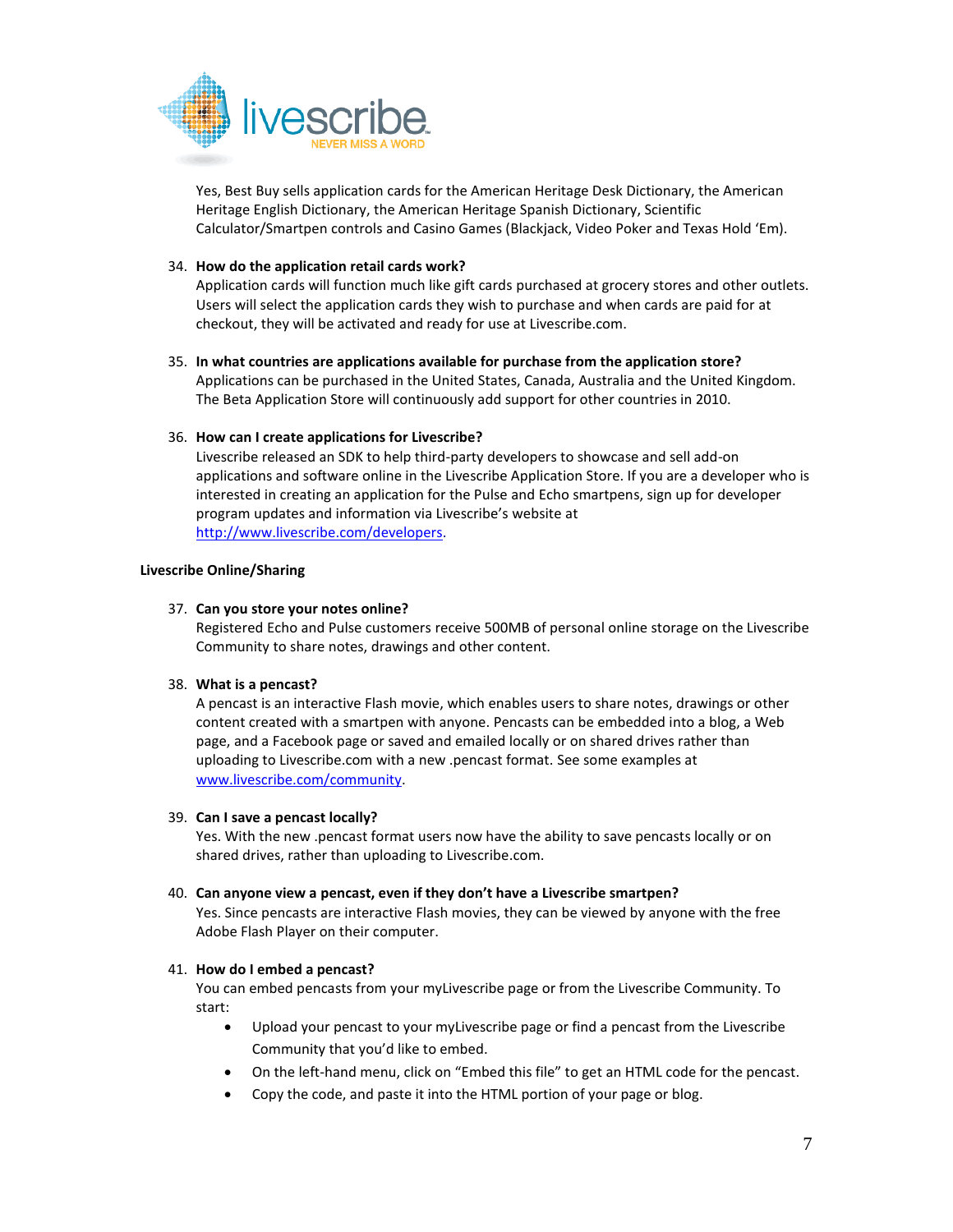Yes, Best Buy sells application cards for the American Heritage Desk Dictionary, the American Heritage English Dictionary, the American Heritage Spanish Dictionary, Scientific Calculator/Smartpen controls and Casino Games (Blackjack, Video Poker and Texas Hold 'Em).

34. **How do the application retail cards work?**
    Application cards will function much like gift cards purchased at grocery stores and other outlets. Users will select the application cards they wish to purchase and when cards are paid for at checkout, they will be activated and ready for use at Livescribe.com.

35. **In what countries are applications available for purchase from the application store?**
    Applications can be purchased in the United States, Canada, Australia and the United Kingdom. The Beta Application Store will continuously add support for other countries in 2010.

36. **How can I create applications for Livescribe?**
    Livescribe released an SDK to help third-party developers to showcase and sell add-on applications and software online in the Livescribe Application Store. If you are a developer who is interested in creating an application for the Pulse and Echo smartpens, sign up for developer program updates and information via Livescribe's website at http://www.livescribe.com/developers.

**Livescribe Online/Sharing**

37. **Can you store your notes online?**
    Registered Echo and Pulse customers receive 500MB of personal online storage on the Livescribe Community to share notes, drawings and other content.

38. **What is a pencast?**
    A pencast is an interactive Flash movie, which enables users to share notes, drawings or other content created with a smartpen with anyone. Pencasts can be embedded into a blog, a Web page, and a Facebook page or saved and emailed locally or on shared drives rather than uploading to Livescribe.com with a new .pencast format. See some examples at www.livescribe.com/community.

39. **Can I save a pencast locally?**
    Yes. With the new .pencast format users now have the ability to save pencasts locally or on shared drives, rather than uploading to Livescribe.com.

40. **Can anyone view a pencast, even if they don't have a Livescribe smartpen?**
    Yes. Since pencasts are interactive Flash movies, they can be viewed by anyone with the free Adobe Flash Player on their computer.

41. **How do I embed a pencast?**
    You can embed pencasts from your myLivescribe page or from the Livescribe Community. To start:
    - Upload your pencast to your myLivescribe page or find a pencast from the Livescribe Community that you'd like to embed.
    - On the left-hand menu, click on "Embed this file" to get an HTML code for the pencast.
    - Copy the code, and paste it into the HTML portion of your page or blog.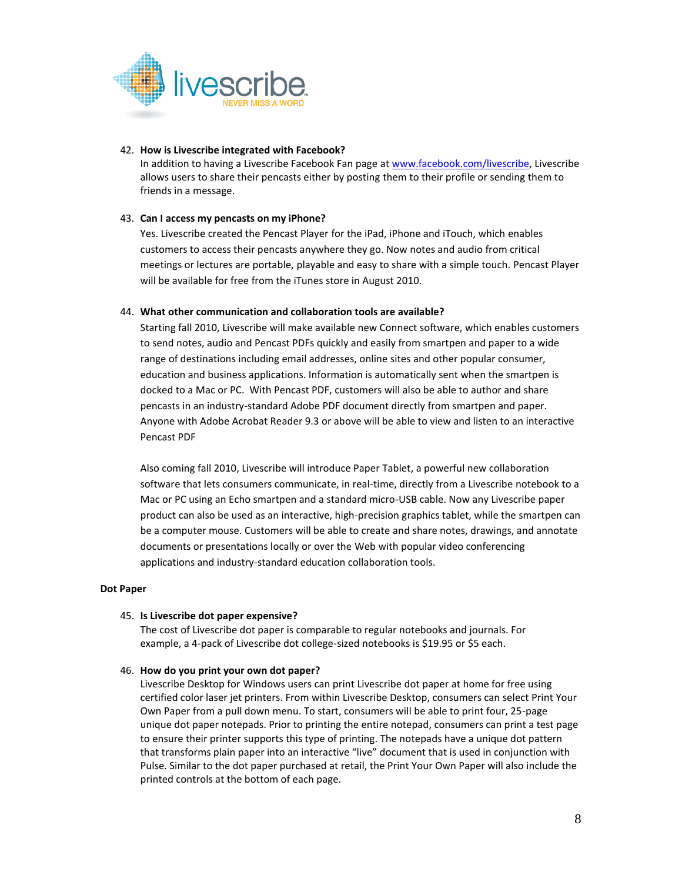42. **How is Livescribe integrated with Facebook?**
    In addition to having a Livescribe Facebook Fan page at www.facebook.com/livescribe, Livescribe allows users to share their pencasts either by posting them to their profile or sending them to friends in a message.

43. **Can I access my pencasts on my iPhone?**
    Yes. Livescribe created the Pencast Player for the iPad, iPhone and iTouch, which enables customers to access their pencasts anywhere they go. Now notes and audio from critical meetings or lectures are portable, playable and easy to share with a simple touch. Pencast Player will be available for free from the iTunes store in August 2010.

44. **What other communication and collaboration tools are available?**
    Starting fall 2010, Livescribe will make available new Connect software, which enables customers to send notes, audio and Pencast PDFs quickly and easily from smartpen and paper to a wide range of destinations including email addresses, online sites and other popular consumer, education and business applications. Information is automatically sent when the smartpen is docked to a Mac or PC. With Pencast PDF, customers will also be able to author and share pencasts in an industry-standard Adobe PDF document directly from smartpen and paper. Anyone with Adobe Acrobat Reader 9.3 or above will be able to view and listen to an interactive Pencast PDF

    Also coming fall 2010, Livescribe will introduce Paper Tablet, a powerful new collaboration software that lets consumers communicate, in real-time, directly from a Livescribe notebook to a Mac or PC using an Echo smartpen and a standard micro-USB cable. Now any Livescribe paper product can also be used as an interactive, high-precision graphics tablet, while the smartpen can be a computer mouse. Customers will be able to create and share notes, drawings, and annotate documents or presentations locally or over the Web with popular video conferencing applications and industry-standard education collaboration tools.

**Dot Paper**

45. **Is Livescribe dot paper expensive?**
    The cost of Livescribe dot paper is comparable to regular notebooks and journals. For example, a 4-pack of Livescribe dot college-sized notebooks is $19.95 or $5 each.

46. **How do you print your own dot paper?**
    Livescribe Desktop for Windows users can print Livescribe dot paper at home for free using certified color laser jet printers. From within Livescribe Desktop, consumers can select Print Your Own Paper from a pull down menu. To start, consumers will be able to print four, 25-page unique dot paper notepads. Prior to printing the entire notepad, consumers can print a test page to ensure their printer supports this type of printing. The notepads have a unique dot pattern that transforms plain paper into an interactive "live" document that is used in conjunction with Pulse. Similar to the dot paper purchased at retail, the Print Your Own Paper will also include the printed controls at the bottom of each page.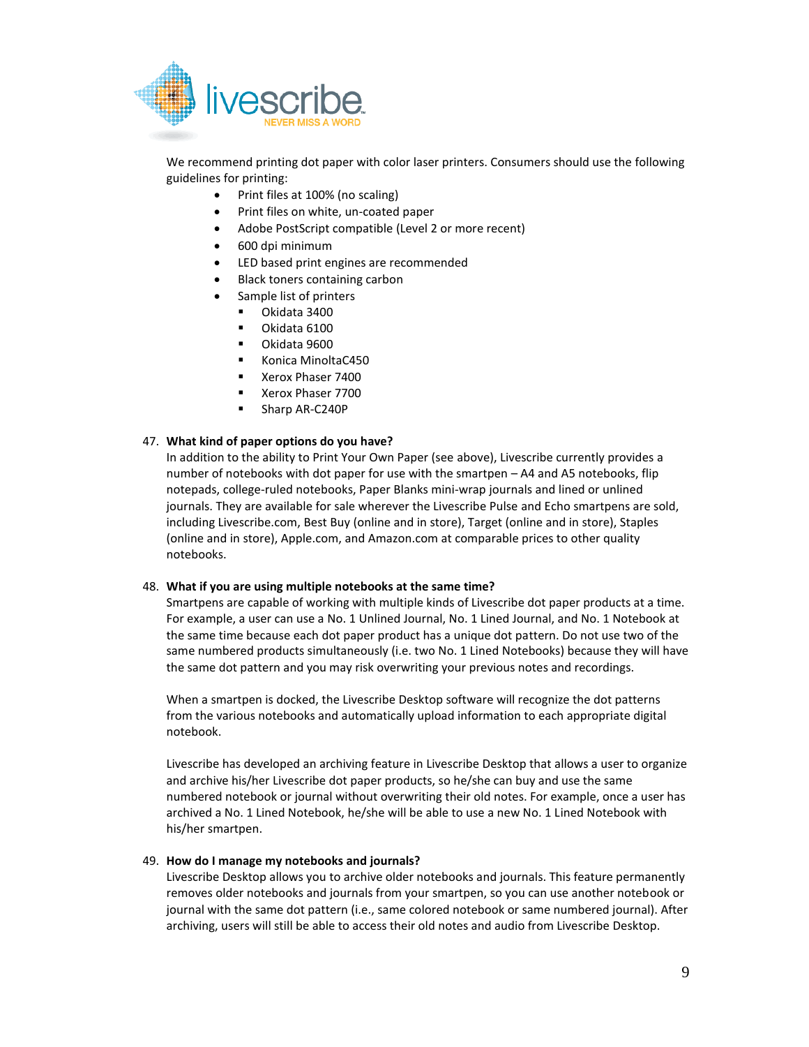We recommend printing dot paper with color laser printers. Consumers should use the following guidelines for printing:

- Print files at 100% (no scaling)
- Print files on white, un-coated paper
- Adobe PostScript compatible (Level 2 or more recent)
- 600 dpi minimum
- LED based print engines are recommended
- Black toners containing carbon
- Sample list of printers
  - Okidata 3400
  - Okidata 6100
  - Okidata 9600
  - Konica MinoltaC450
  - Xerox Phaser 7400
  - Xerox Phaser 7700
  - Sharp AR-C240P

47. **What kind of paper options do you have?**
    In addition to the ability to Print Your Own Paper (see above), Livescribe currently provides a number of notebooks with dot paper for use with the smartpen – A4 and A5 notebooks, flip notepads, college-ruled notebooks, Paper Blanks mini-wrap journals and lined or unlined journals. They are available for sale wherever the Livescribe Pulse and Echo smartpens are sold, including Livescribe.com, Best Buy (online and in store), Target (online and in store), Staples (online and in store), Apple.com, and Amazon.com at comparable prices to other quality notebooks.

48. **What if you are using multiple notebooks at the same time?**
    Smartpens are capable of working with multiple kinds of Livescribe dot paper products at a time. For example, a user can use a No. 1 Unlined Journal, No. 1 Lined Journal, and No. 1 Notebook at the same time because each dot paper product has a unique dot pattern. Do not use two of the same numbered products simultaneously (i.e. two No. 1 Lined Notebooks) because they will have the same dot pattern and you may risk overwriting your previous notes and recordings.

    When a smartpen is docked, the Livescribe Desktop software will recognize the dot patterns from the various notebooks and automatically upload information to each appropriate digital notebook.

    Livescribe has developed an archiving feature in Livescribe Desktop that allows a user to organize and archive his/her Livescribe dot paper products, so he/she can buy and use the same numbered notebook or journal without overwriting their old notes. For example, once a user has archived a No. 1 Lined Notebook, he/she will be able to use a new No. 1 Lined Notebook with his/her smartpen.

49. **How do I manage my notebooks and journals?**
    Livescribe Desktop allows you to archive older notebooks and journals. This feature permanently removes older notebooks and journals from your smartpen, so you can use another notebook or journal with the same dot pattern (i.e., same colored notebook or same numbered journal). After archiving, users will still be able to access their old notes and audio from Livescribe Desktop.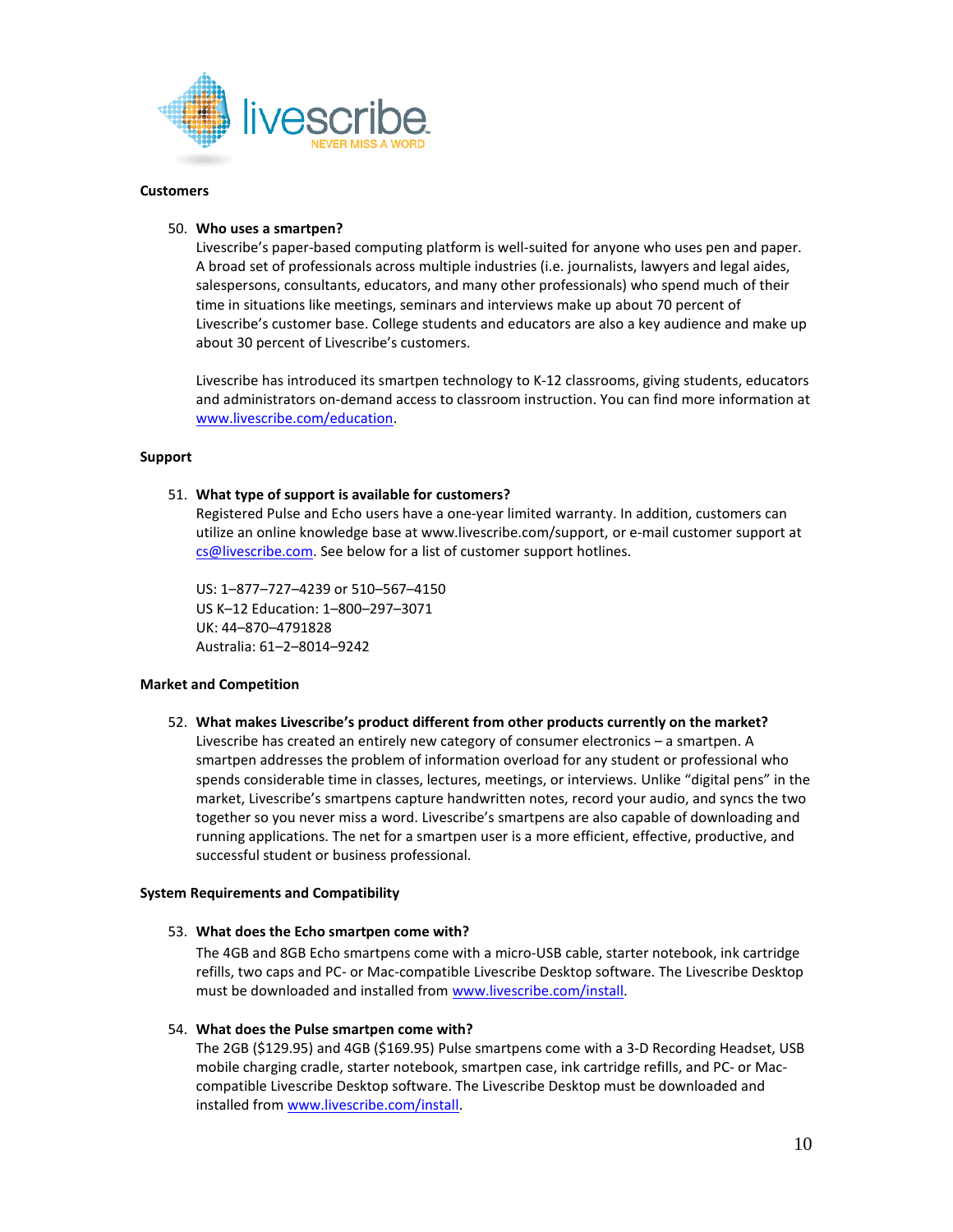**Customers**

50. **Who uses a smartpen?**
    Livescribe's paper-based computing platform is well-suited for anyone who uses pen and paper. A broad set of professionals across multiple industries (i.e. journalists, lawyers and legal aides, salespersons, consultants, educators, and many other professionals) who spend much of their time in situations like meetings, seminars and interviews make up about 70 percent of Livescribe's customer base. College students and educators are also a key audience and make up about 30 percent of Livescribe's customers.

    Livescribe has introduced its smartpen technology to K-12 classrooms, giving students, educators and administrators on-demand access to classroom instruction. You can find more information at www.livescribe.com/education.

**Support**

51. **What type of support is available for customers?**
    Registered Pulse and Echo users have a one-year limited warranty. In addition, customers can utilize an online knowledge base at www.livescribe.com/support, or e-mail customer support at cs@livescribe.com. See below for a list of customer support hotlines.

    US: 1–877–727–4239 or 510–567–4150
    US K–12 Education: 1–800–297–3071
    UK: 44–870–4791828
    Australia: 61–2–8014–9242

**Market and Competition**

52. **What makes Livescribe's product different from other products currently on the market?**
    Livescribe has created an entirely new category of consumer electronics – a smartpen. A smartpen addresses the problem of information overload for any student or professional who spends considerable time in classes, lectures, meetings, or interviews. Unlike "digital pens" in the market, Livescribe's smartpens capture handwritten notes, record your audio, and syncs the two together so you never miss a word. Livescribe's smartpens are also capable of downloading and running applications. The net for a smartpen user is a more efficient, effective, productive, and successful student or business professional.

**System Requirements and Compatibility**

53. **What does the Echo smartpen come with?**
    The 4GB and 8GB Echo smartpens come with a micro-USB cable, starter notebook, ink cartridge refills, two caps and PC- or Mac-compatible Livescribe Desktop software. The Livescribe Desktop must be downloaded and installed from www.livescribe.com/install.

54. **What does the Pulse smartpen come with?**
    The 2GB ($129.95) and 4GB ($169.95) Pulse smartpens come with a 3-D Recording Headset, USB mobile charging cradle, starter notebook, smartpen case, ink cartridge refills, and PC- or Mac-compatible Livescribe Desktop software. The Livescribe Desktop must be downloaded and installed from www.livescribe.com/install.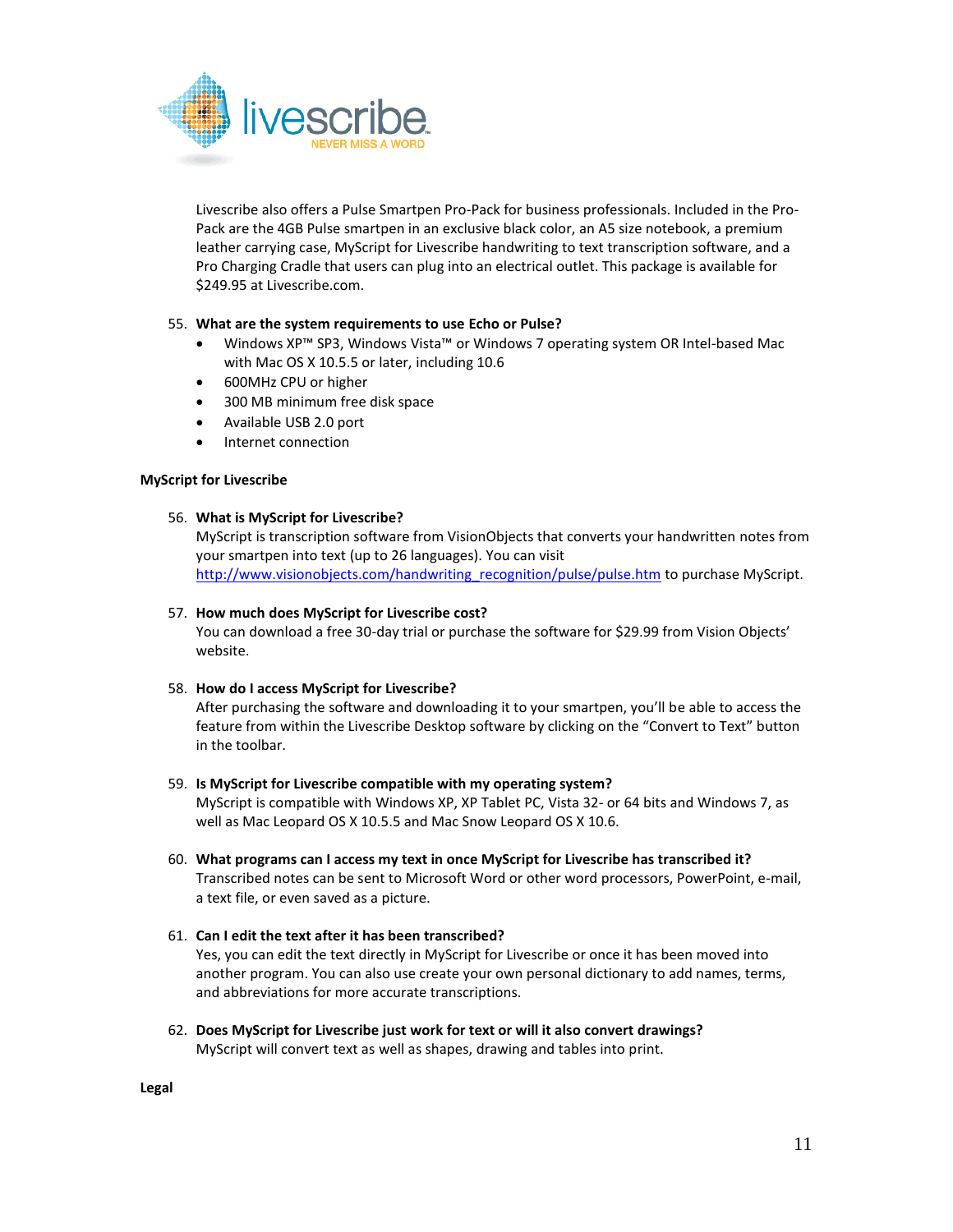Livescribe also offers a Pulse Smartpen Pro-Pack for business professionals. Included in the Pro-Pack are the 4GB Pulse smartpen in an exclusive black color, an A5 size notebook, a premium leather carrying case, MyScript for Livescribe handwriting to text transcription software, and a Pro Charging Cradle that users can plug into an electrical outlet. This package is available for $249.95 at Livescribe.com.

55. **What are the system requirements to use Echo or Pulse?**
    - Windows XP™ SP3, Windows Vista™ or Windows 7 operating system OR Intel-based Mac with Mac OS X 10.5.5 or later, including 10.6
    - 600MHz CPU or higher
    - 300 MB minimum free disk space
    - Available USB 2.0 port
    - Internet connection

**MyScript for Livescribe**

56. **What is MyScript for Livescribe?**
    MyScript is transcription software from VisionObjects that converts your handwritten notes from your smartpen into text (up to 26 languages). You can visit http://www.visionobjects.com/handwriting_recognition/pulse/pulse.htm to purchase MyScript.

57. **How much does MyScript for Livescribe cost?**
    You can download a free 30-day trial or purchase the software for $29.99 from Vision Objects' website.

58. **How do I access MyScript for Livescribe?**
    After purchasing the software and downloading it to your smartpen, you'll be able to access the feature from within the Livescribe Desktop software by clicking on the "Convert to Text" button in the toolbar.

59. **Is MyScript for Livescribe compatible with my operating system?**
    MyScript is compatible with Windows XP, XP Tablet PC, Vista 32- or 64 bits and Windows 7, as well as Mac Leopard OS X 10.5.5 and Mac Snow Leopard OS X 10.6.

60. **What programs can I access my text in once MyScript for Livescribe has transcribed it?**
    Transcribed notes can be sent to Microsoft Word or other word processors, PowerPoint, e-mail, a text file, or even saved as a picture.

61. **Can I edit the text after it has been transcribed?**
    Yes, you can edit the text directly in MyScript for Livescribe or once it has been moved into another program. You can also use create your own personal dictionary to add names, terms, and abbreviations for more accurate transcriptions.

62. **Does MyScript for Livescribe just work for text or will it also convert drawings?**
    MyScript will convert text as well as shapes, drawing and tables into print.

**Legal**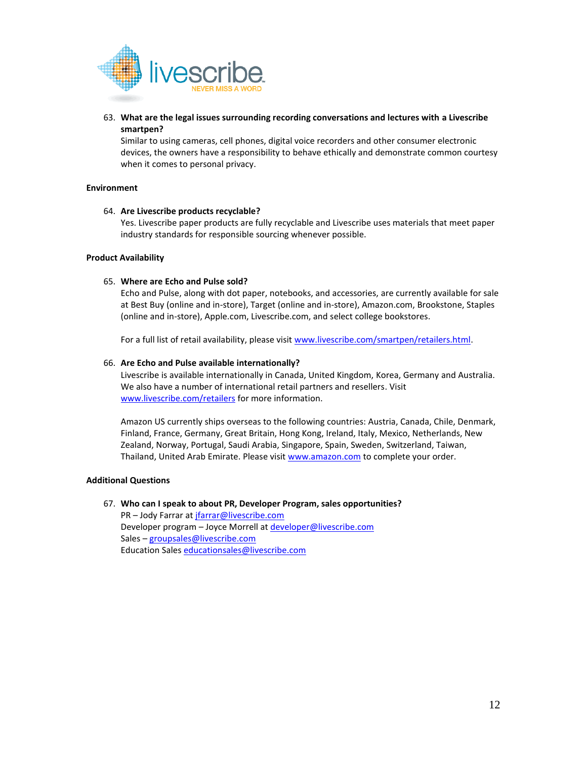63. **What are the legal issues surrounding recording conversations and lectures with a Livescribe smartpen?**
    Similar to using cameras, cell phones, digital voice recorders and other consumer electronic devices, the owners have a responsibility to behave ethically and demonstrate common courtesy when it comes to personal privacy.

**Environment**

64. **Are Livescribe products recyclable?**
    Yes. Livescribe paper products are fully recyclable and Livescribe uses materials that meet paper industry standards for responsible sourcing whenever possible.

**Product Availability**

65. **Where are Echo and Pulse sold?**
    Echo and Pulse, along with dot paper, notebooks, and accessories, are currently available for sale at Best Buy (online and in-store), Target (online and in-store), Amazon.com, Brookstone, Staples (online and in-store), Apple.com, Livescribe.com, and select college bookstores.

    For a full list of retail availability, please visit [www.livescribe.com/smartpen/retailers.html](www.livescribe.com/smartpen/retailers.html).

66. **Are Echo and Pulse available internationally?**
    Livescribe is available internationally in Canada, United Kingdom, Korea, Germany and Australia. We also have a number of international retail partners and resellers. Visit [www.livescribe.com/retailers](www.livescribe.com/retailers) for more information.

    Amazon US currently ships overseas to the following countries: Austria, Canada, Chile, Denmark, Finland, France, Germany, Great Britain, Hong Kong, Ireland, Italy, Mexico, Netherlands, New Zealand, Norway, Portugal, Saudi Arabia, Singapore, Spain, Sweden, Switzerland, Taiwan, Thailand, United Arab Emirate. Please visit [www.amazon.com](www.amazon.com) to complete your order.

**Additional Questions**

67. **Who can I speak to about PR, Developer Program, sales opportunities?**
    PR – Jody Farrar at jfarrar@livescribe.com
    Developer program – Joyce Morrell at developer@livescribe.com
    Sales – groupsales@livescribe.com
    Education Sales educationsales@livescribe.com